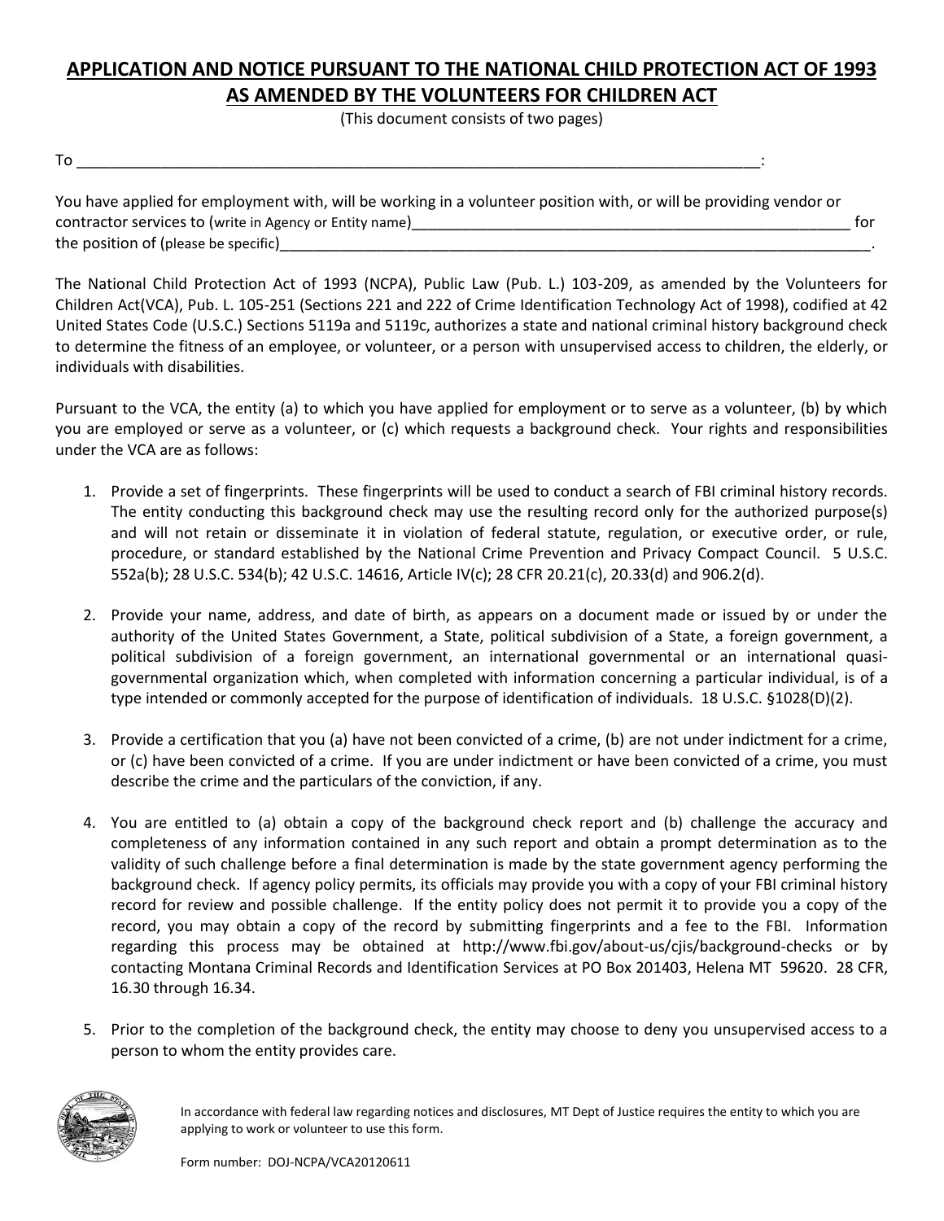# APPLICATION AND NOTICE PURSUANT TO THE NATIONAL CHILD PROTECTION ACT OF 1993 AS AMENDED BY THE VOLUNTEERS FOR CHILDREN ACT

(This document consists of two pages)

To ______________________________________________________________________________:

You have applied for employment with, will be working in a volunteer position with, or will be providing vendor or contractor services to (write in Agency or Entity name)______________________________________________________ for the position of (please be specific)__________________________________________________________________________.

The National Child Protection Act of 1993 (NCPA), Public Law (Pub. L.) 103-209, as amended by the Volunteers for Children Act(VCA), Pub. L. 105-251 (Sections 221 and 222 of Crime Identification Technology Act of 1998), codified at 42 United States Code (U.S.C.) Sections 5119a and 5119c, authorizes a state and national criminal history background check to determine the fitness of an employee, or volunteer, or a person with unsupervised access to children, the elderly, or individuals with disabilities.

Pursuant to the VCA, the entity (a) to which you have applied for employment or to serve as a volunteer, (b) by which you are employed or serve as a volunteer, or (c) which requests a background check. Your rights and responsibilities under the VCA are as follows:

1. Provide a set of fingerprints. These fingerprints will be used to conduct a search of FBI criminal history records. The entity conducting this background check may use the resulting record only for the authorized purpose(s) and will not retain or disseminate it in violation of federal statute, regulation, or executive order, or rule, procedure, or standard established by the National Crime Prevention and Privacy Compact Council. 5 U.S.C. 552a(b); 28 U.S.C. 534(b); 42 U.S.C. 14616, Article IV(c); 28 CFR 20.21(c), 20.33(d) and 906.2(d).

2. Provide your name, address, and date of birth, as appears on a document made or issued by or under the authority of the United States Government, a State, political subdivision of a State, a foreign government, a political subdivision of a foreign government, an international governmental or an international quasi-governmental organization which, when completed with information concerning a particular individual, is of a type intended or commonly accepted for the purpose of identification of individuals. 18 U.S.C. §1028(D)(2).

3. Provide a certification that you (a) have not been convicted of a crime, (b) are not under indictment for a crime, or (c) have been convicted of a crime. If you are under indictment or have been convicted of a crime, you must describe the crime and the particulars of the conviction, if any.

4. You are entitled to (a) obtain a copy of the background check report and (b) challenge the accuracy and completeness of any information contained in any such report and obtain a prompt determination as to the validity of such challenge before a final determination is made by the state government agency performing the background check. If agency policy permits, its officials may provide you with a copy of your FBI criminal history record for review and possible challenge. If the entity policy does not permit it to provide you a copy of the record, you may obtain a copy of the record by submitting fingerprints and a fee to the FBI. Information regarding this process may be obtained at http://www.fbi.gov/about-us/cjis/background-checks or by contacting Montana Criminal Records and Identification Services at PO Box 201403, Helena MT 59620. 28 CFR, 16.30 through 16.34.

5. Prior to the completion of the background check, the entity may choose to deny you unsupervised access to a person to whom the entity provides care.

In accordance with federal law regarding notices and disclosures, MT Dept of Justice requires the entity to which you are applying to work or volunteer to use this form.

Form number: DOJ-NCPA/VCA20120611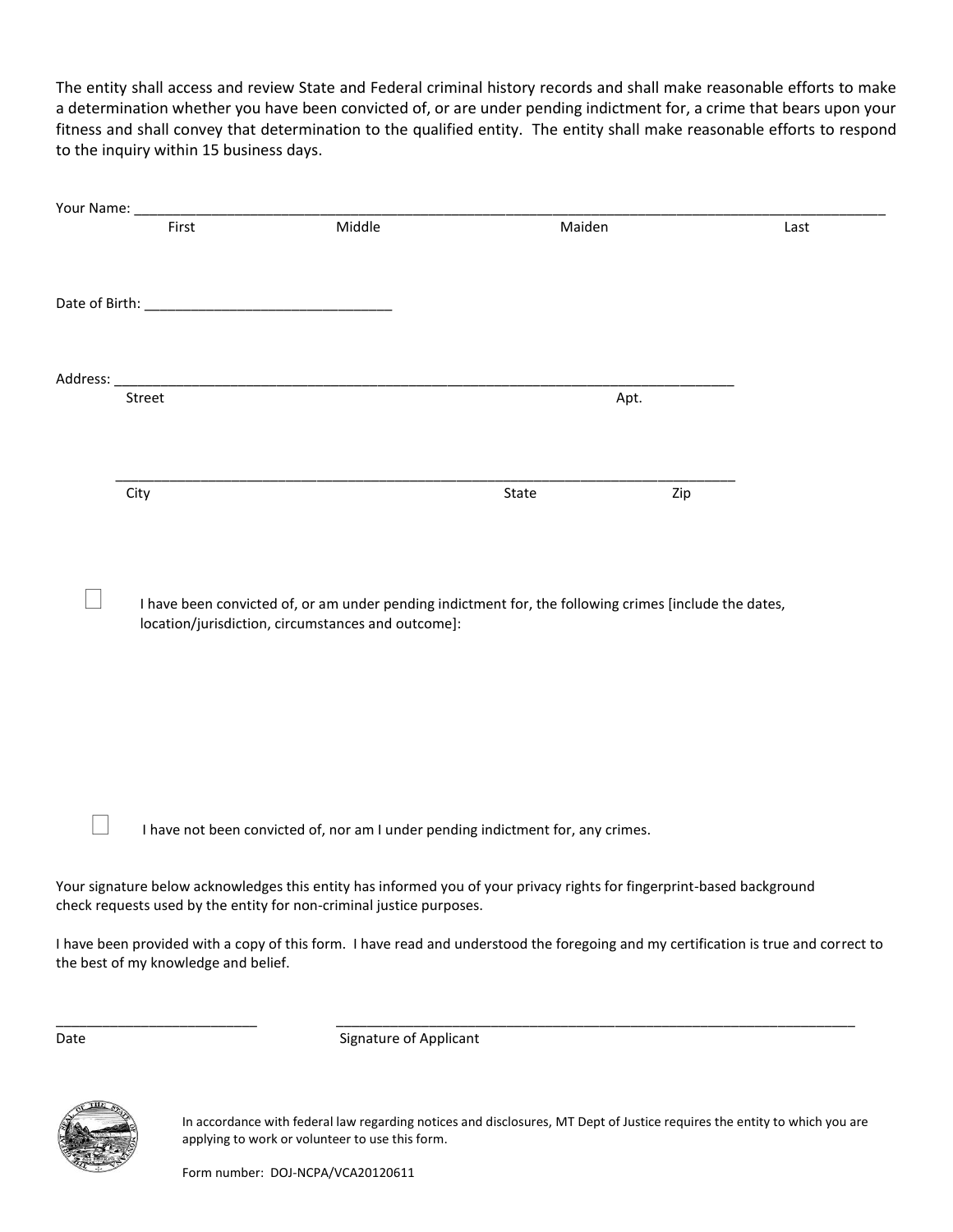The entity shall access and review State and Federal criminal history records and shall make reasonable efforts to make a determination whether you have been convicted of, or are under pending indictment for, a crime that bears upon your fitness and shall convey that determination to the qualified entity. The entity shall make reasonable efforts to respond to the inquiry within 15 business days.

Your Name: ______________________________________________________________________________
First Middle Maiden Last

Date of Birth: ______________________________

Address: ___________________________________________________________________________
Street Apt.

___________________________________________________________________________
City State Zip

☐ I have been convicted of, or am under pending indictment for, the following crimes [include the dates, location/jurisdiction, circumstances and outcome]:

☐ I have not been convicted of, nor am I under pending indictment for, any crimes.

Your signature below acknowledges this entity has informed you of your privacy rights for fingerprint-based background check requests used by the entity for non-criminal justice purposes.

I have been provided with a copy of this form. I have read and understood the foregoing and my certification is true and correct to the best of my knowledge and belief.

_________________________ _______________________________________________________________
Date Signature of Applicant

In accordance with federal law regarding notices and disclosures, MT Dept of Justice requires the entity to which you are applying to work or volunteer to use this form.

Form number: DOJ-NCPA/VCA20120611